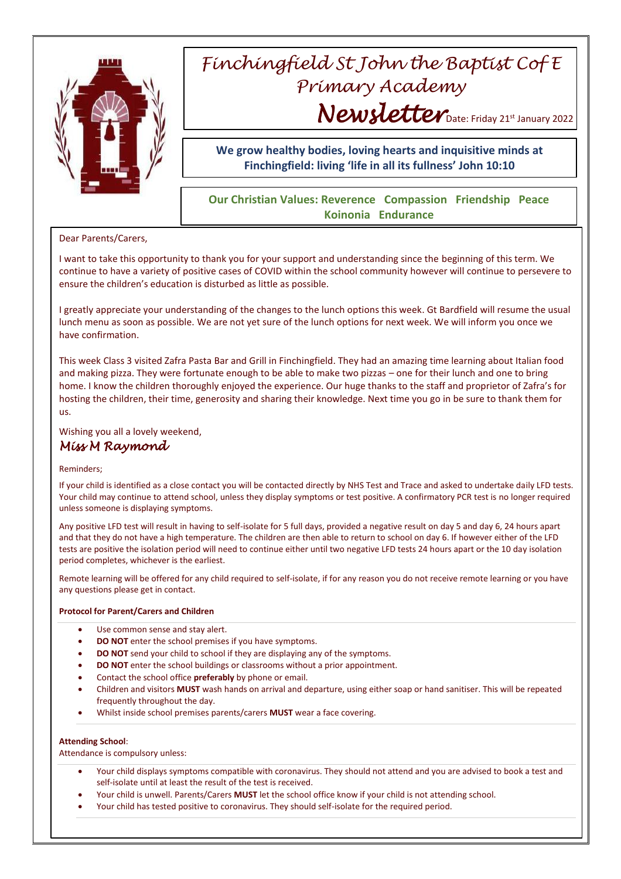# Finchingfield St John the Baptist C of E Primary Academy

## Newsletter

Date: Friday 21st January 2022

**We grow healthy bodies, loving hearts and inquisitive minds at Finchingfield: living 'life in all its fullness' John 10:10**

**Our Christian Values: Reverence Compassion Friendship Peace Koinonia Endurance**

Dear Parents/Carers,

I want to take this opportunity to thank you for your support and understanding since the beginning of this term. We continue to have a variety of positive cases of COVID within the school community however will continue to persevere to ensure the children's education is disturbed as little as possible.

I greatly appreciate your understanding of the changes to the lunch options this week. Gt Bardfield will resume the usual lunch menu as soon as possible. We are not yet sure of the lunch options for next week. We will inform you once we have confirmation.

This week Class 3 visited Zafra Pasta Bar and Grill in Finchingfield. They had an amazing time learning about Italian food and making pizza. They were fortunate enough to be able to make two pizzas – one for their lunch and one to bring home. I know the children thoroughly enjoyed the experience. Our huge thanks to the staff and proprietor of Zafra's for hosting the children, their time, generosity and sharing their knowledge. Next time you go in be sure to thank them for us.

Wishing you all a lovely weekend,

*Miss M Raymond*

Reminders;

If your child is identified as a close contact you will be contacted directly by NHS Test and Trace and asked to undertake daily LFD tests. Your child may continue to attend school, unless they display symptoms or test positive. A confirmatory PCR test is no longer required unless someone is displaying symptoms.

Any positive LFD test will result in having to self-isolate for 5 full days, provided a negative result on day 5 and day 6, 24 hours apart and that they do not have a high temperature. The children are then able to return to school on day 6. If however either of the LFD tests are positive the isolation period will need to continue either until two negative LFD tests 24 hours apart or the 10 day isolation period completes, whichever is the earliest.

Remote learning will be offered for any child required to self-isolate, if for any reason you do not receive remote learning or you have any questions please get in contact.

**Protocol for Parent/Carers and Children**

- Use common sense and stay alert.
- **DO NOT** enter the school premises if you have symptoms.
- **DO NOT** send your child to school if they are displaying any of the symptoms.
- **DO NOT** enter the school buildings or classrooms without a prior appointment.
- Contact the school office **preferably** by phone or email.
- Children and visitors **MUST** wash hands on arrival and departure, using either soap or hand sanitiser. This will be repeated frequently throughout the day.
- Whilst inside school premises parents/carers **MUST** wear a face covering.

**Attending School**:

Attendance is compulsory unless:

- Your child displays symptoms compatible with coronavirus. They should not attend and you are advised to book a test and self-isolate until at least the result of the test is received.
- Your child is unwell. Parents/Carers **MUST** let the school office know if your child is not attending school.
- Your child has tested positive to coronavirus. They should self-isolate for the required period.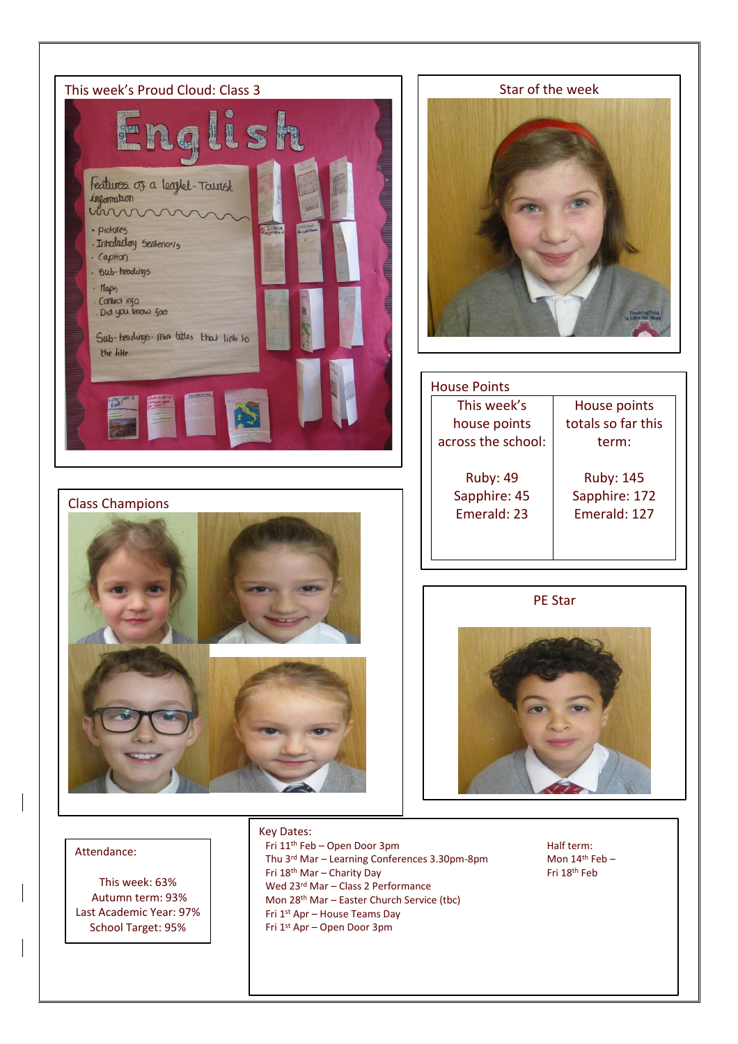## This week's Proud Cloud: Class 3

## Star of the week

## House Points

| This week's house points across the school: | House points totals so far this term: |
|---|---|
| Ruby: 49 | Ruby: 145 |
| Sapphire: 45 | Sapphire: 172 |
| Emerald: 23 | Emerald: 127 |

## Class Champions

## PE Star

## Attendance:

This week: 63%
Autumn term: 93%
Last Academic Year: 97%
School Target: 95%

## Key Dates:

- Fri 11th Feb – Open Door 3pm
- Thu 3rd Mar – Learning Conferences 3.30pm-8pm
- Fri 18th Mar – Charity Day
- Wed 23rd Mar – Class 2 Performance
- Mon 28th Mar – Easter Church Service (tbc)
- Fri 1st Apr – House Teams Day
- Fri 1st Apr – Open Door 3pm

Half term:
Mon 14th Feb –
Fri 18th Feb